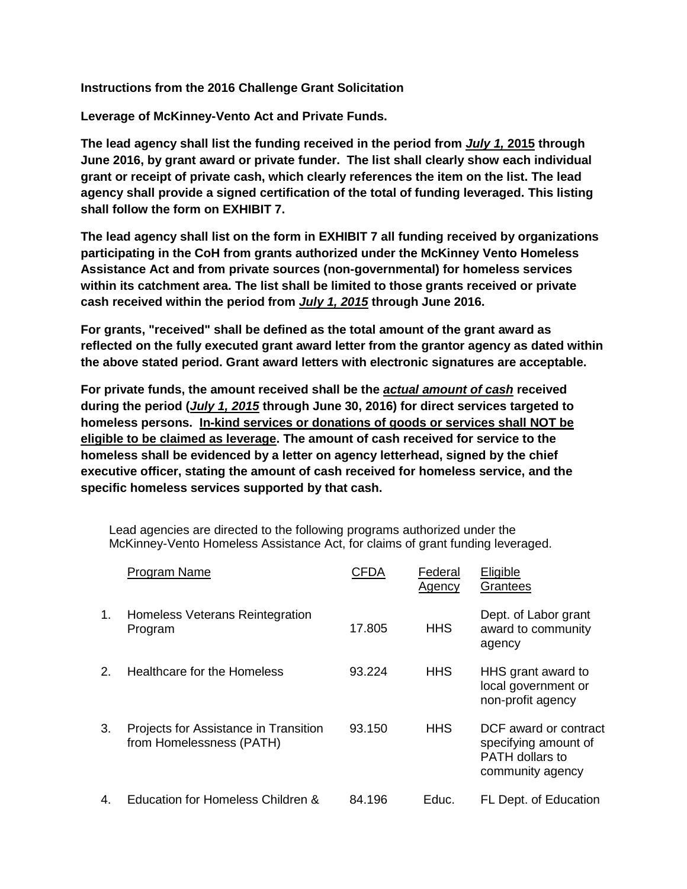**Instructions from the 2016 Challenge Grant Solicitation**

**Leverage of McKinney-Vento Act and Private Funds.**

**The lead agency shall list the funding received in the period from *July 1,* 2015 through June 2016, by grant award or private funder. The list shall clearly show each individual grant or receipt of private cash, which clearly references the item on the list. The lead agency shall provide a signed certification of the total of funding leveraged. This listing shall follow the form on EXHIBIT 7.**

**The lead agency shall list on the form in EXHIBIT 7 all funding received by organizations participating in the CoH from grants authorized under the McKinney Vento Homeless Assistance Act and from private sources (non-governmental) for homeless services within its catchment area. The list shall be limited to those grants received or private cash received within the period from *July 1, 2015* through June 2016.**

**For grants, "received" shall be defined as the total amount of the grant award as reflected on the fully executed grant award letter from the grantor agency as dated within the above stated period. Grant award letters with electronic signatures are acceptable.**

**For private funds, the amount received shall be the *actual amount of cash* received during the period (*July 1, 2015* through June 30, 2016) for direct services targeted to homeless persons. In-kind services or donations of goods or services shall NOT be eligible to be claimed as leverage. The amount of cash received for service to the homeless shall be evidenced by a letter on agency letterhead, signed by the chief executive officer, stating the amount of cash received for homeless service, and the specific homeless services supported by that cash.**

Lead agencies are directed to the following programs authorized under the McKinney-Vento Homeless Assistance Act, for claims of grant funding leveraged.

| | Program Name | CFDA | Federal Agency | Eligible Grantees |
|---|---|---|---|---|
| 1. | Homeless Veterans Reintegration Program | 17.805 | HHS | Dept. of Labor grant award to community agency |
| 2. | Healthcare for the Homeless | 93.224 | HHS | HHS grant award to local government or non-profit agency |
| 3. | Projects for Assistance in Transition from Homelessness (PATH) | 93.150 | HHS | DCF award or contract specifying amount of PATH dollars to community agency |
| 4. | Education for Homeless Children & | 84.196 | Educ. | FL Dept. of Education |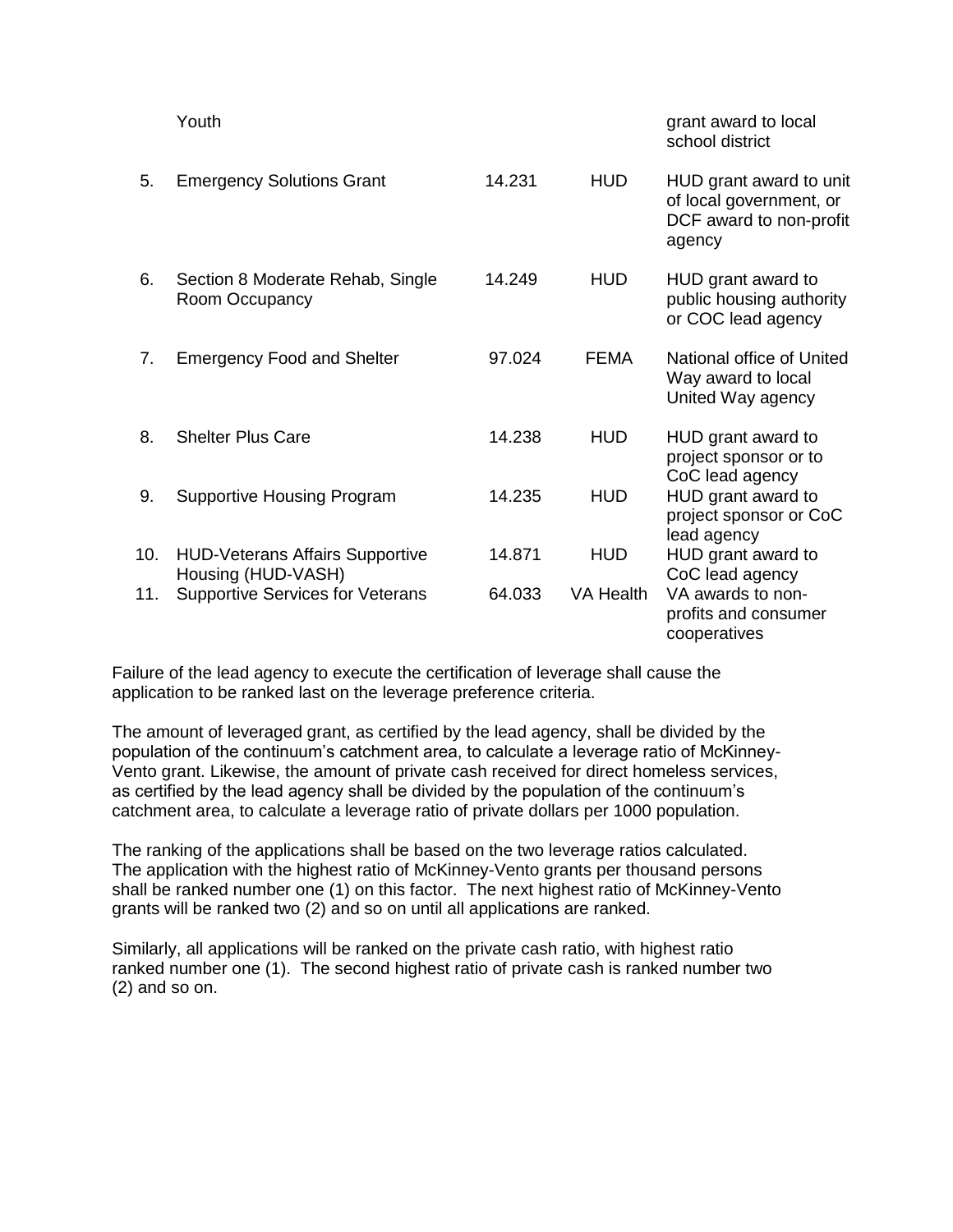| | | | | |
|---|---|---|---|---|
| | Youth | | | grant award to local school district |
| 5. | Emergency Solutions Grant | 14.231 | HUD | HUD grant award to unit of local government, or DCF award to non-profit agency |
| 6. | Section 8 Moderate Rehab, Single Room Occupancy | 14.249 | HUD | HUD grant award to public housing authority or COC lead agency |
| 7. | Emergency Food and Shelter | 97.024 | FEMA | National office of United Way award to local United Way agency |
| 8. | Shelter Plus Care | 14.238 | HUD | HUD grant award to project sponsor or to CoC lead agency |
| 9. | Supportive Housing Program | 14.235 | HUD | HUD grant award to project sponsor or CoC lead agency |
| 10. | HUD-Veterans Affairs Supportive Housing (HUD-VASH) | 14.871 | HUD | HUD grant award to CoC lead agency |
| 11. | Supportive Services for Veterans | 64.033 | VA Health | VA awards to non-profits and consumer cooperatives |

Failure of the lead agency to execute the certification of leverage shall cause the application to be ranked last on the leverage preference criteria.

The amount of leveraged grant, as certified by the lead agency, shall be divided by the population of the continuum's catchment area, to calculate a leverage ratio of McKinney-Vento grant. Likewise, the amount of private cash received for direct homeless services, as certified by the lead agency shall be divided by the population of the continuum's catchment area, to calculate a leverage ratio of private dollars per 1000 population.

The ranking of the applications shall be based on the two leverage ratios calculated. The application with the highest ratio of McKinney-Vento grants per thousand persons shall be ranked number one (1) on this factor. The next highest ratio of McKinney-Vento grants will be ranked two (2) and so on until all applications are ranked.

Similarly, all applications will be ranked on the private cash ratio, with highest ratio ranked number one (1). The second highest ratio of private cash is ranked number two (2) and so on.